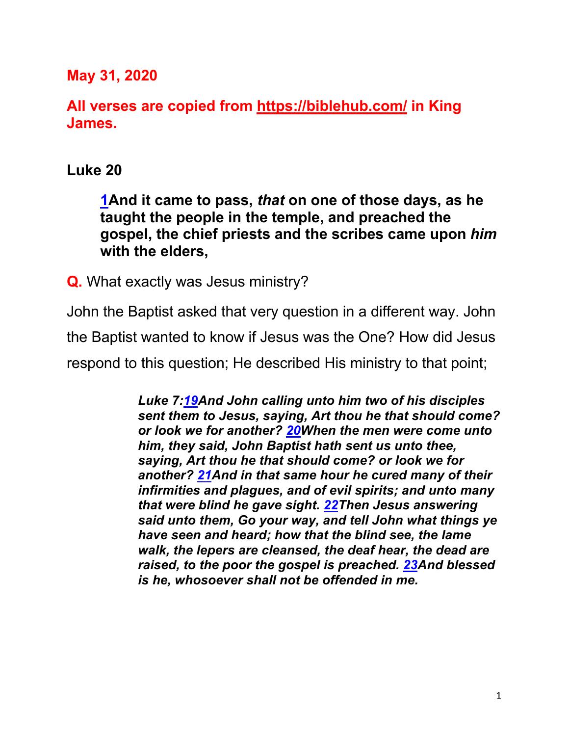**May 31, 2020**

**All verses are copied from https://biblehub.com/ in King James.**

**Luke 20**

> **1And it came to pass, *that* on one of those days, as he taught the people in the temple, and preached the gospel, the chief priests and the scribes came upon *him* with the elders,**

**Q.** What exactly was Jesus ministry?

John the Baptist asked that very question in a different way. John the Baptist wanted to know if Jesus was the One? How did Jesus respond to this question; He described His ministry to that point;

> ***Luke 7:19And John calling unto him two of his disciples sent them to Jesus, saying, Art thou he that should come? or look we for another? 20When the men were come unto him, they said, John Baptist hath sent us unto thee, saying, Art thou he that should come? or look we for another? 21And in that same hour he cured many of their infirmities and plagues, and of evil spirits; and unto many that were blind he gave sight. 22Then Jesus answering said unto them, Go your way, and tell John what things ye have seen and heard; how that the blind see, the lame walk, the lepers are cleansed, the deaf hear, the dead are raised, to the poor the gospel is preached. 23And blessed is he, whosoever shall not be offended in me.***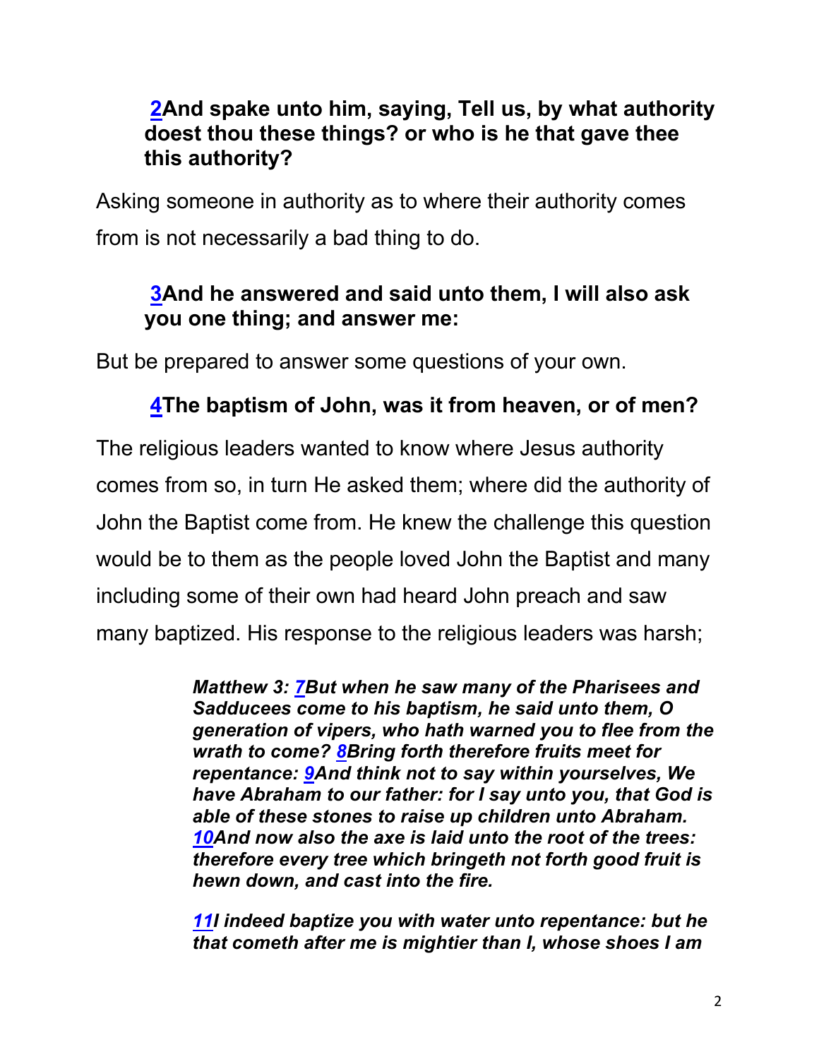**[2](#)And spake unto him, saying, Tell us, by what authority doest thou these things? or who is he that gave thee this authority?**

Asking someone in authority as to where their authority comes from is not necessarily a bad thing to do.

**[3](#)And he answered and said unto them, I will also ask you one thing; and answer me:**

But be prepared to answer some questions of your own.

**[4](#)The baptism of John, was it from heaven, or of men?**

The religious leaders wanted to know where Jesus authority comes from so, in turn He asked them; where did the authority of John the Baptist come from. He knew the challenge this question would be to them as the people loved John the Baptist and many including some of their own had heard John preach and saw many baptized. His response to the religious leaders was harsh;

> ***Matthew 3: [7](#)But when he saw many of the Pharisees and Sadducees come to his baptism, he said unto them, O generation of vipers, who hath warned you to flee from the wrath to come? [8](#)Bring forth therefore fruits meet for repentance: [9](#)And think not to say within yourselves, We have Abraham to our father: for I say unto you, that God is able of these stones to raise up children unto Abraham. [10](#)And now also the axe is laid unto the root of the trees: therefore every tree which bringeth not forth good fruit is hewn down, and cast into the fire.***
>
> ***[11](#)I indeed baptize you with water unto repentance: but he that cometh after me is mightier than I, whose shoes I am***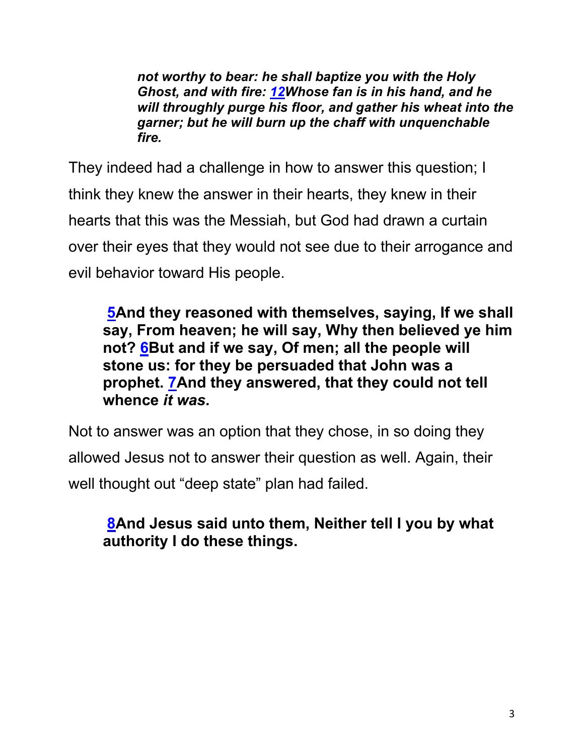> ***not worthy to bear: he shall baptize you with the Holy Ghost, and with fire: 12Whose fan is in his hand, and he will throughly purge his floor, and gather his wheat into the garner; but he will burn up the chaff with unquenchable fire.***

They indeed had a challenge in how to answer this question; I think they knew the answer in their hearts, they knew in their hearts that this was the Messiah, but God had drawn a curtain over their eyes that they would not see due to their arrogance and evil behavior toward His people.

> **5And they reasoned with themselves, saying, If we shall say, From heaven; he will say, Why then believed ye him not? 6But and if we say, Of men; all the people will stone us: for they be persuaded that John was a prophet. 7And they answered, that they could not tell whence *it was*.**

Not to answer was an option that they chose, in so doing they allowed Jesus not to answer their question as well. Again, their well thought out "deep state" plan had failed.

> **8And Jesus said unto them, Neither tell I you by what authority I do these things.**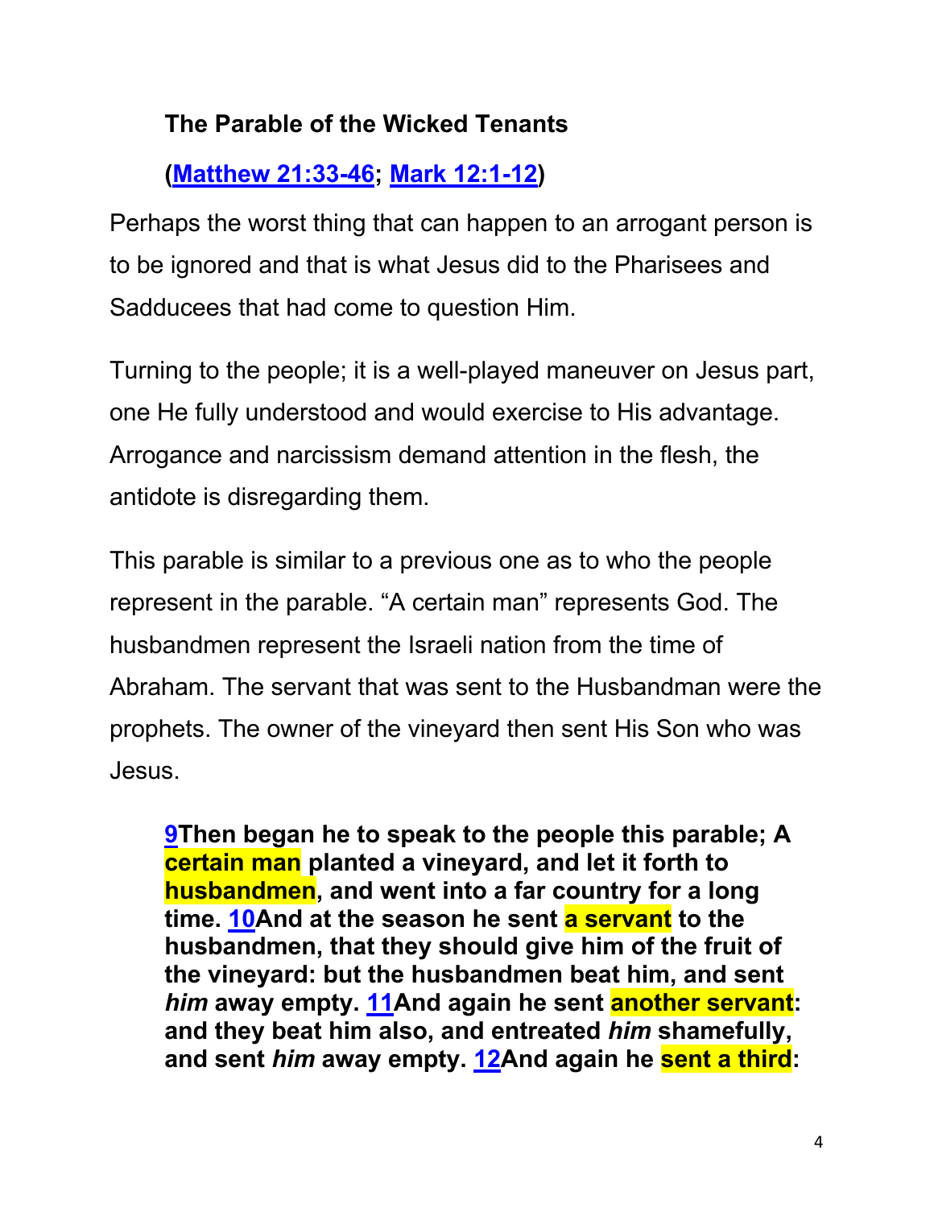**The Parable of the Wicked Tenants**

**(Matthew 21:33-46; Mark 12:1-12)**

Perhaps the worst thing that can happen to an arrogant person is to be ignored and that is what Jesus did to the Pharisees and Sadducees that had come to question Him.

Turning to the people; it is a well-played maneuver on Jesus part, one He fully understood and would exercise to His advantage. Arrogance and narcissism demand attention in the flesh, the antidote is disregarding them.

This parable is similar to a previous one as to who the people represent in the parable. "A certain man" represents God. The husbandmen represent the Israeli nation from the time of Abraham. The servant that was sent to the Husbandman were the prophets. The owner of the vineyard then sent His Son who was Jesus.

> **9Then began he to speak to the people this parable; A certain man planted a vineyard, and let it forth to husbandmen, and went into a far country for a long time. 10And at the season he sent a servant to the husbandmen, that they should give him of the fruit of the vineyard: but the husbandmen beat him, and sent *him* away empty. 11And again he sent another servant: and they beat him also, and entreated *him* shamefully, and sent *him* away empty. 12And again he sent a third:**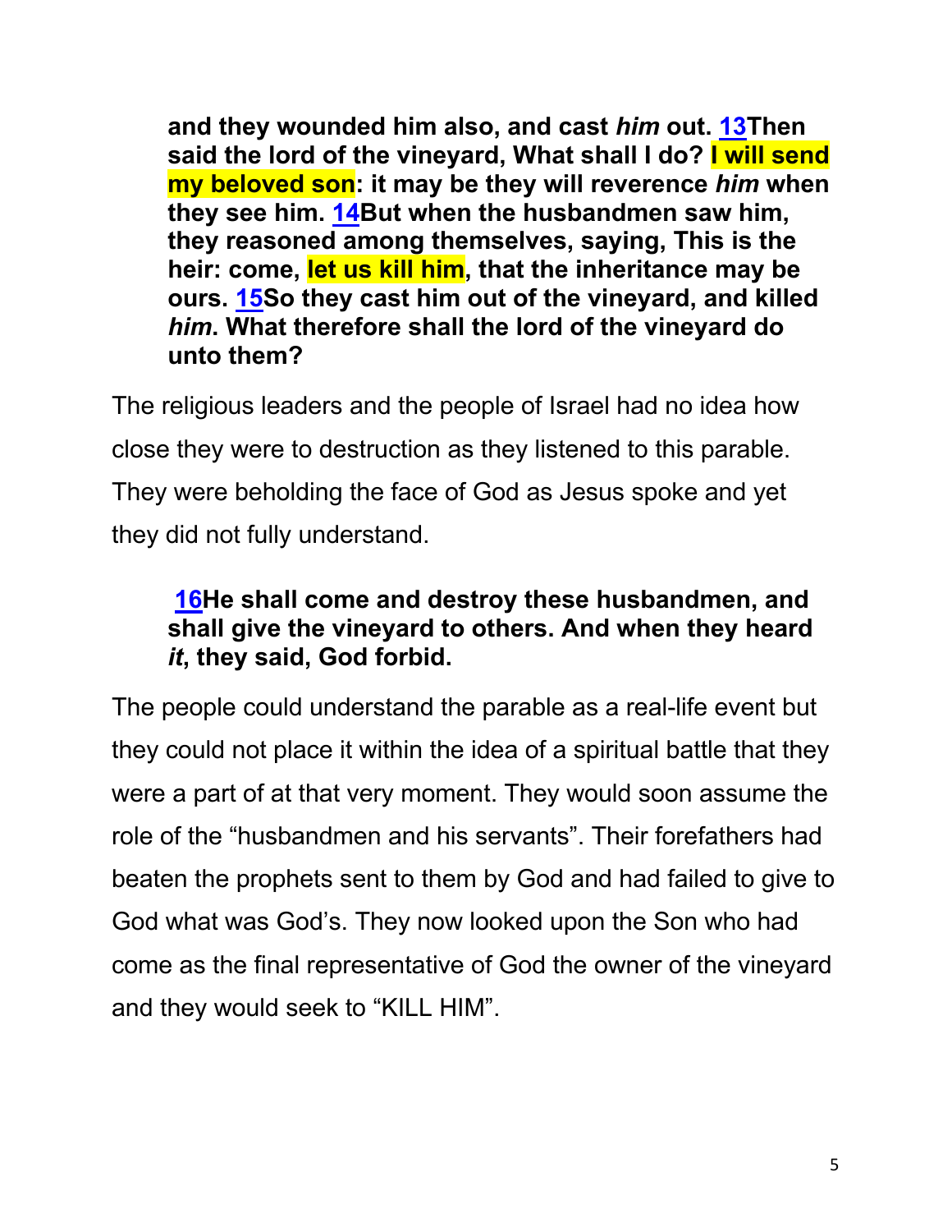**and they wounded him also, and cast *him* out. 13Then said the lord of the vineyard, What shall I do? I will send my beloved son: it may be they will reverence *him* when they see him. 14But when the husbandmen saw him, they reasoned among themselves, saying, This is the heir: come, let us kill him, that the inheritance may be ours. 15So they cast him out of the vineyard, and killed *him*. What therefore shall the lord of the vineyard do unto them?**

The religious leaders and the people of Israel had no idea how close they were to destruction as they listened to this parable. They were beholding the face of God as Jesus spoke and yet they did not fully understand.

**16He shall come and destroy these husbandmen, and shall give the vineyard to others. And when they heard *it*, they said, God forbid.**

The people could understand the parable as a real-life event but they could not place it within the idea of a spiritual battle that they were a part of at that very moment. They would soon assume the role of the "husbandmen and his servants". Their forefathers had beaten the prophets sent to them by God and had failed to give to God what was God's. They now looked upon the Son who had come as the final representative of God the owner of the vineyard and they would seek to "KILL HIM".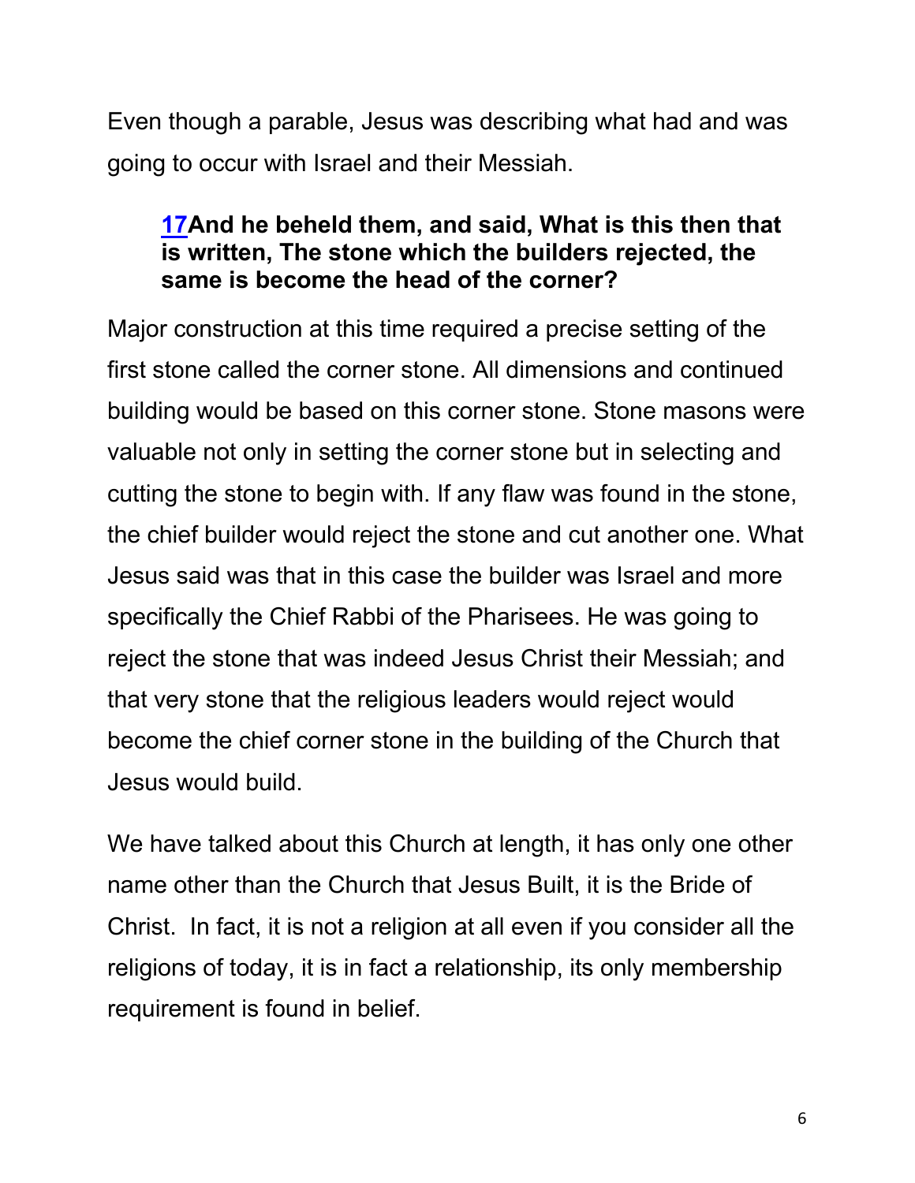Even though a parable, Jesus was describing what had and was going to occur with Israel and their Messiah.

> **[17](#)And he beheld them, and said, What is this then that is written, The stone which the builders rejected, the same is become the head of the corner?**

Major construction at this time required a precise setting of the first stone called the corner stone. All dimensions and continued building would be based on this corner stone. Stone masons were valuable not only in setting the corner stone but in selecting and cutting the stone to begin with. If any flaw was found in the stone, the chief builder would reject the stone and cut another one. What Jesus said was that in this case the builder was Israel and more specifically the Chief Rabbi of the Pharisees. He was going to reject the stone that was indeed Jesus Christ their Messiah; and that very stone that the religious leaders would reject would become the chief corner stone in the building of the Church that Jesus would build.

We have talked about this Church at length, it has only one other name other than the Church that Jesus Built, it is the Bride of Christ. In fact, it is not a religion at all even if you consider all the religions of today, it is in fact a relationship, its only membership requirement is found in belief.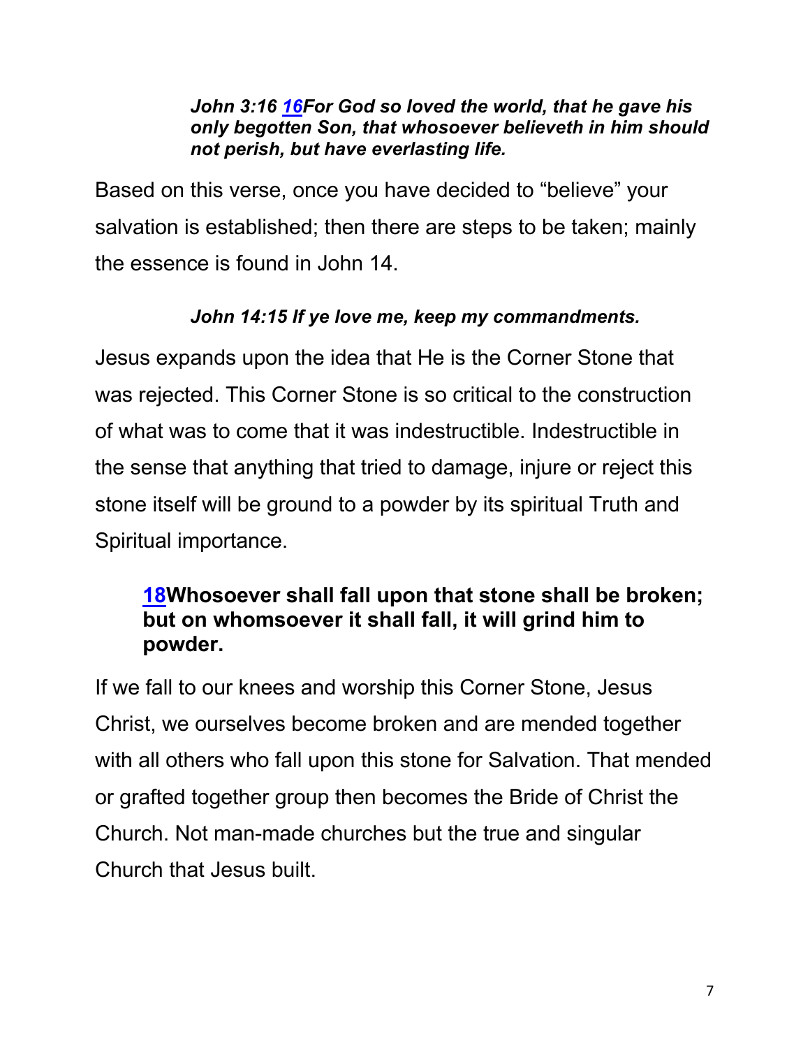***John 3:16 16For God so loved the world, that he gave his only begotten Son, that whosoever believeth in him should not perish, but have everlasting life.***

Based on this verse, once you have decided to “believe” your salvation is established; then there are steps to be taken; mainly the essence is found in John 14.

***John 14:15 If ye love me, keep my commandments.***

Jesus expands upon the idea that He is the Corner Stone that was rejected. This Corner Stone is so critical to the construction of what was to come that it was indestructible. Indestructible in the sense that anything that tried to damage, injure or reject this stone itself will be ground to a powder by its spiritual Truth and Spiritual importance.

**18Whosoever shall fall upon that stone shall be broken; but on whomsoever it shall fall, it will grind him to powder.**

If we fall to our knees and worship this Corner Stone, Jesus Christ, we ourselves become broken and are mended together with all others who fall upon this stone for Salvation. That mended or grafted together group then becomes the Bride of Christ the Church. Not man-made churches but the true and singular Church that Jesus built.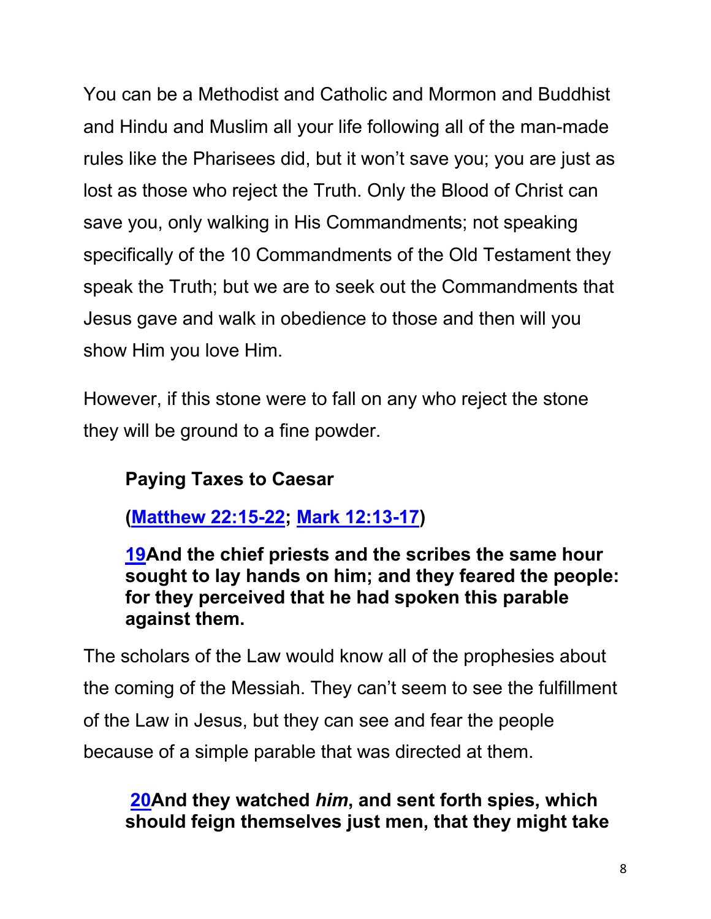You can be a Methodist and Catholic and Mormon and Buddhist and Hindu and Muslim all your life following all of the man-made rules like the Pharisees did, but it won't save you; you are just as lost as those who reject the Truth. Only the Blood of Christ can save you, only walking in His Commandments; not speaking specifically of the 10 Commandments of the Old Testament they speak the Truth; but we are to seek out the Commandments that Jesus gave and walk in obedience to those and then will you show Him you love Him.

However, if this stone were to fall on any who reject the stone they will be ground to a fine powder.

**Paying Taxes to Caesar**

**(Matthew 22:15-22; Mark 12:13-17)**

**19And the chief priests and the scribes the same hour sought to lay hands on him; and they feared the people: for they perceived that he had spoken this parable against them.**

The scholars of the Law would know all of the prophesies about the coming of the Messiah. They can't seem to see the fulfillment of the Law in Jesus, but they can see and fear the people because of a simple parable that was directed at them.

**20And they watched *him*, and sent forth spies, which should feign themselves just men, that they might take**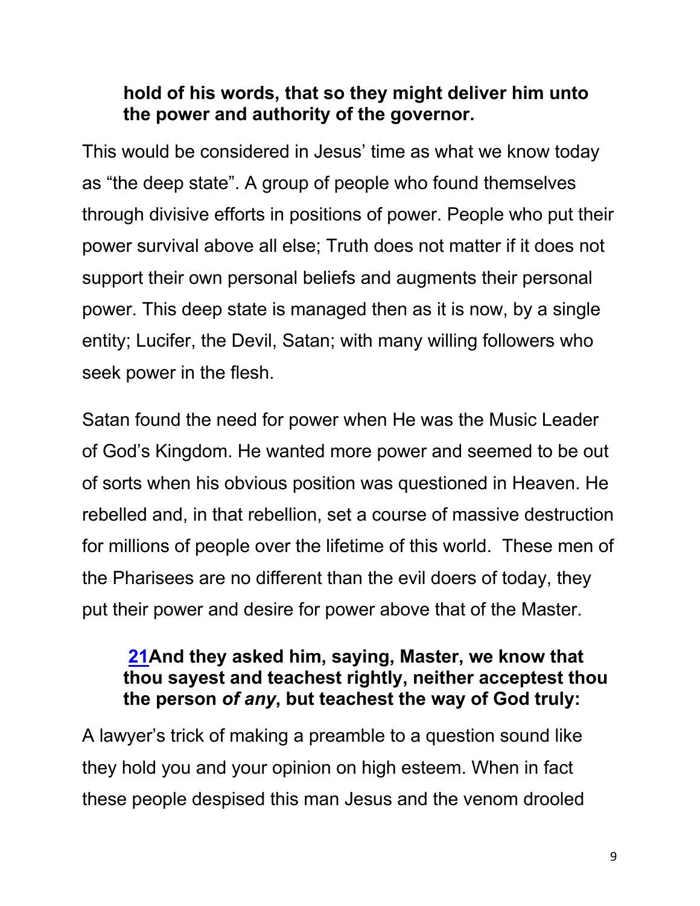**hold of his words, that so they might deliver him unto the power and authority of the governor.**

This would be considered in Jesus' time as what we know today as "the deep state". A group of people who found themselves through divisive efforts in positions of power. People who put their power survival above all else; Truth does not matter if it does not support their own personal beliefs and augments their personal power. This deep state is managed then as it is now, by a single entity; Lucifer, the Devil, Satan; with many willing followers who seek power in the flesh.

Satan found the need for power when He was the Music Leader of God's Kingdom. He wanted more power and seemed to be out of sorts when his obvious position was questioned in Heaven. He rebelled and, in that rebellion, set a course of massive destruction for millions of people over the lifetime of this world.  These men of the Pharisees are no different than the evil doers of today, they put their power and desire for power above that of the Master.

**21And they asked him, saying, Master, we know that thou sayest and teachest rightly, neither acceptest thou the person *of any*, but teachest the way of God truly:**

A lawyer's trick of making a preamble to a question sound like they hold you and your opinion on high esteem. When in fact these people despised this man Jesus and the venom drooled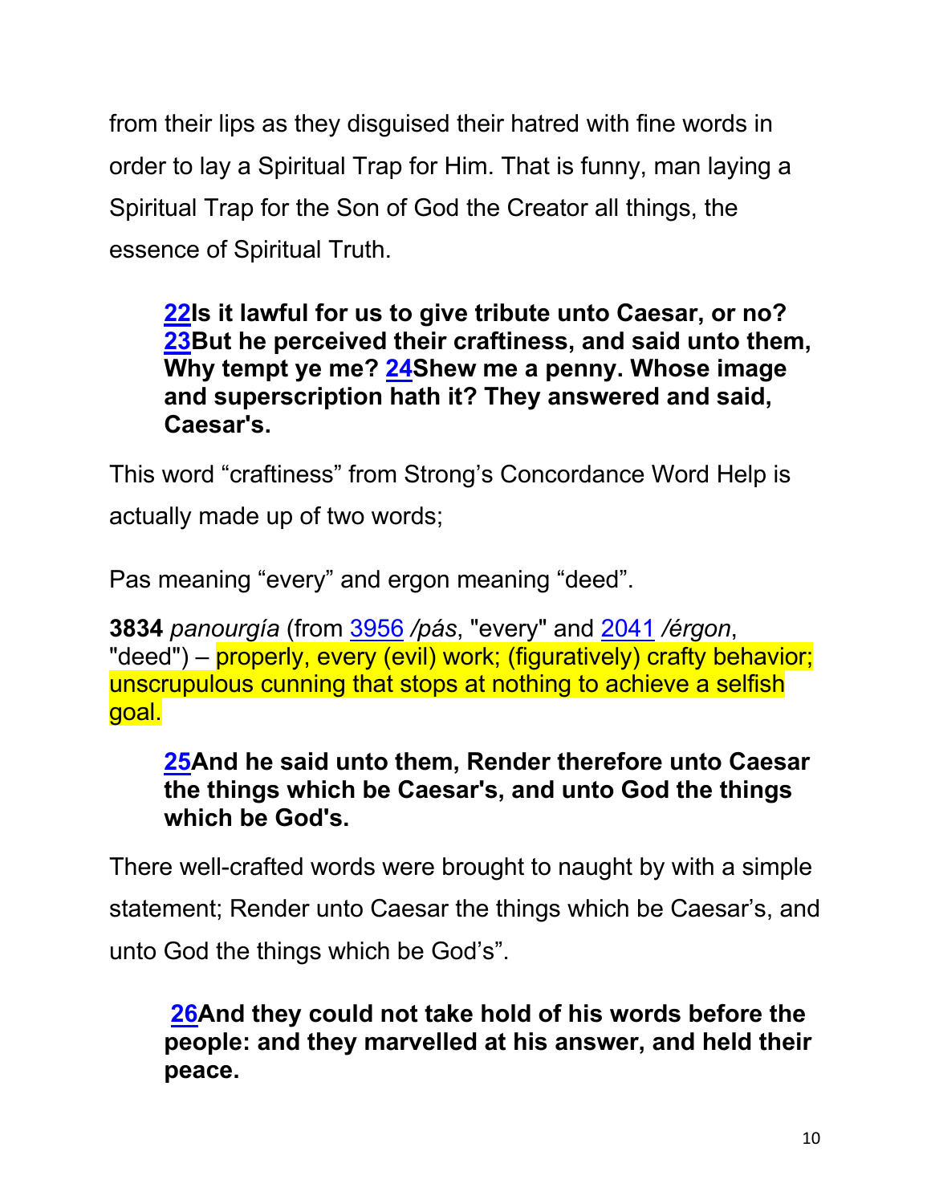from their lips as they disguised their hatred with fine words in order to lay a Spiritual Trap for Him. That is funny, man laying a Spiritual Trap for the Son of God the Creator all things, the essence of Spiritual Truth.

> **[22](#)Is it lawful for us to give tribute unto Caesar, or no? [23](#)But he perceived their craftiness, and said unto them, Why tempt ye me? [24](#)Shew me a penny. Whose image and superscription hath it? They answered and said, Caesar's.**

This word "craftiness" from Strong's Concordance Word Help is actually made up of two words;

Pas meaning "every" and ergon meaning "deed".

**3834** *panourgía* (from [3956](#) */pás*, "every" and [2041](#) */érgon*, "deed") – properly, every (evil) work; (figuratively) crafty behavior; unscrupulous cunning that stops at nothing to achieve a selfish goal.

> **[25](#)And he said unto them, Render therefore unto Caesar the things which be Caesar's, and unto God the things which be God's.**

There well-crafted words were brought to naught by with a simple statement; Render unto Caesar the things which be Caesar's, and unto God the things which be God's".

> **[26](#)And they could not take hold of his words before the people: and they marvelled at his answer, and held their peace.**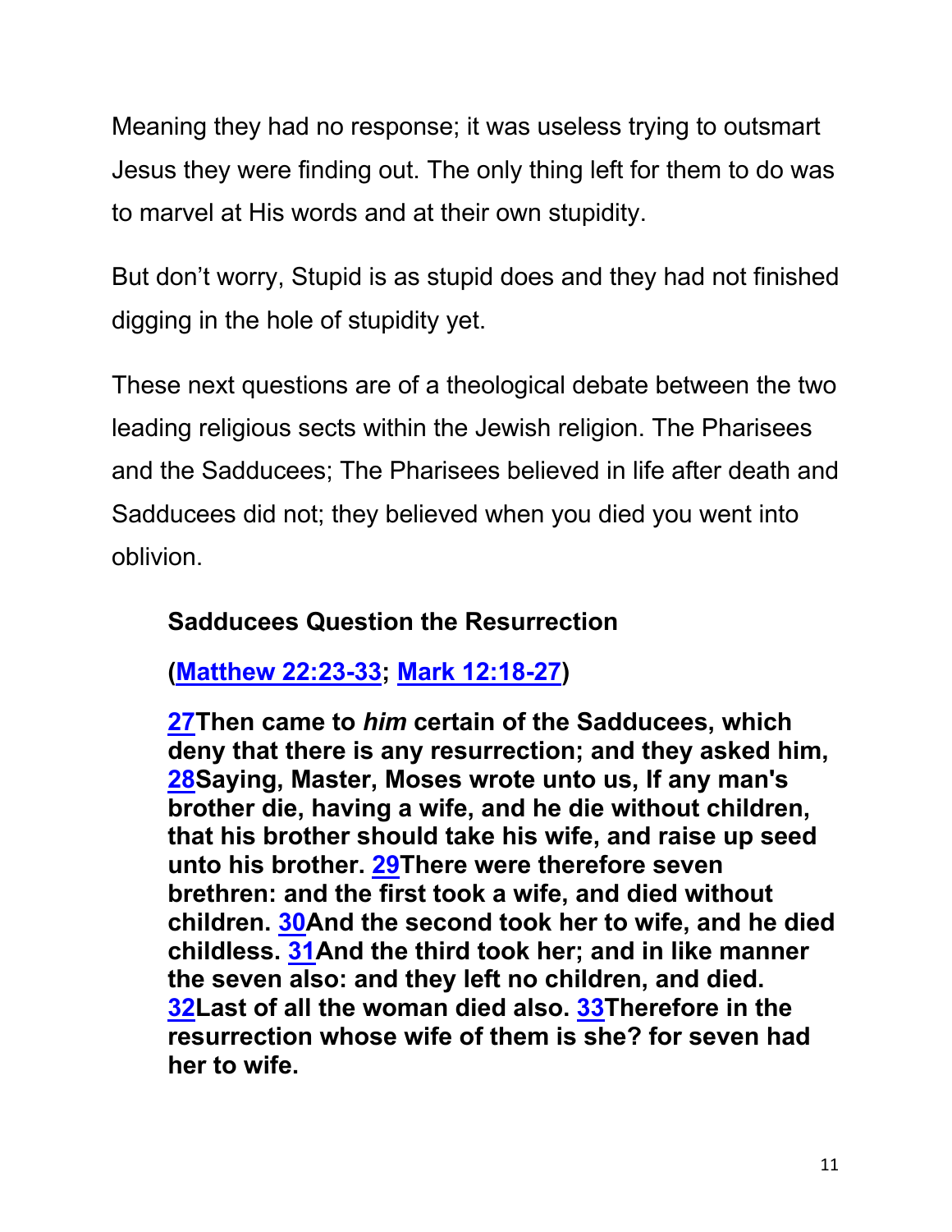Meaning they had no response; it was useless trying to outsmart Jesus they were finding out. The only thing left for them to do was to marvel at His words and at their own stupidity.

But don't worry, Stupid is as stupid does and they had not finished digging in the hole of stupidity yet.

These next questions are of a theological debate between the two leading religious sects within the Jewish religion. The Pharisees and the Sadducees; The Pharisees believed in life after death and Sadducees did not; they believed when you died you went into oblivion.

**Sadducees Question the Resurrection**

**(Matthew 22:23-33; Mark 12:18-27)**

**27Then came to *him* certain of the Sadducees, which deny that there is any resurrection; and they asked him, 28Saying, Master, Moses wrote unto us, If any man's brother die, having a wife, and he die without children, that his brother should take his wife, and raise up seed unto his brother. 29There were therefore seven brethren: and the first took a wife, and died without children. 30And the second took her to wife, and he died childless. 31And the third took her; and in like manner the seven also: and they left no children, and died. 32Last of all the woman died also. 33Therefore in the resurrection whose wife of them is she? for seven had her to wife.**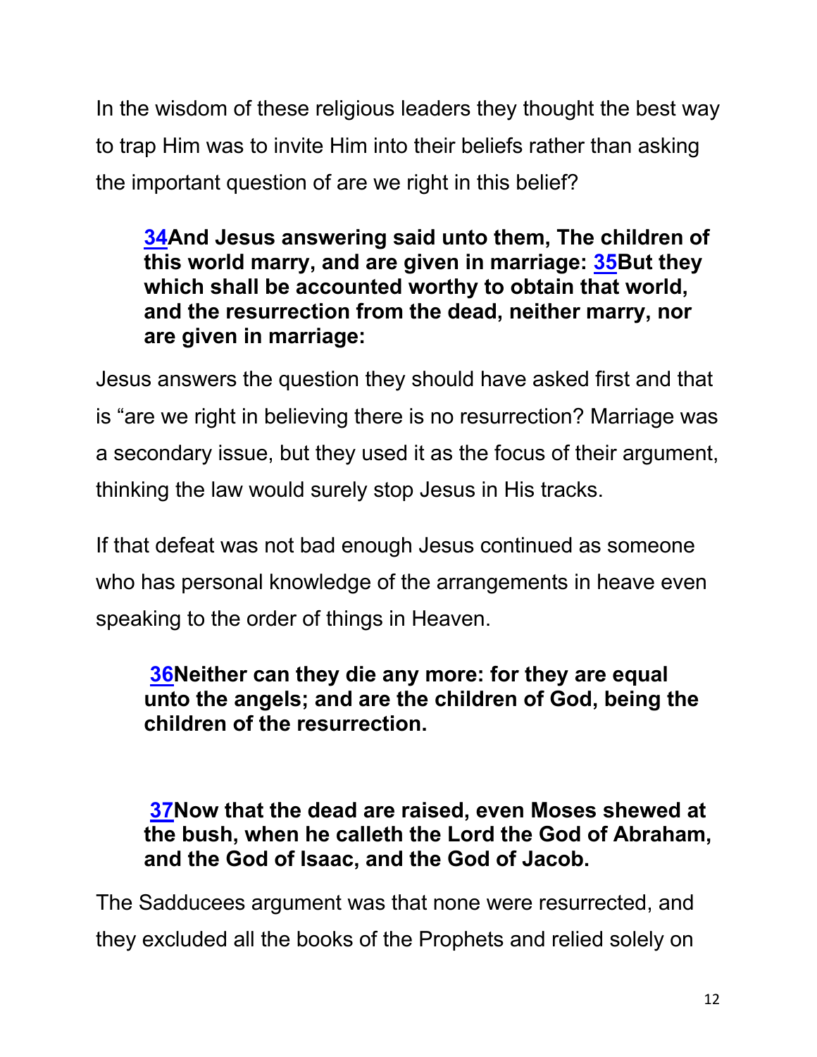In the wisdom of these religious leaders they thought the best way to trap Him was to invite Him into their beliefs rather than asking the important question of are we right in this belief?

> **34And Jesus answering said unto them, The children of this world marry, and are given in marriage: 35But they which shall be accounted worthy to obtain that world, and the resurrection from the dead, neither marry, nor are given in marriage:**

Jesus answers the question they should have asked first and that is "are we right in believing there is no resurrection? Marriage was a secondary issue, but they used it as the focus of their argument, thinking the law would surely stop Jesus in His tracks.

If that defeat was not bad enough Jesus continued as someone who has personal knowledge of the arrangements in heave even speaking to the order of things in Heaven.

> **36Neither can they die any more: for they are equal unto the angels; and are the children of God, being the children of the resurrection.**

> **37Now that the dead are raised, even Moses shewed at the bush, when he calleth the Lord the God of Abraham, and the God of Isaac, and the God of Jacob.**

The Sadducees argument was that none were resurrected, and they excluded all the books of the Prophets and relied solely on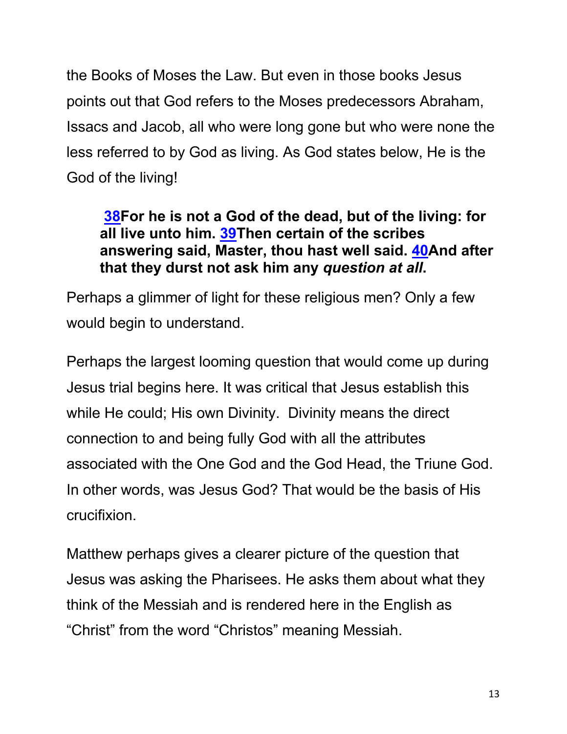the Books of Moses the Law. But even in those books Jesus points out that God refers to the Moses predecessors Abraham, Issacs and Jacob, all who were long gone but who were none the less referred to by God as living. As God states below, He is the God of the living!

> **38For he is not a God of the dead, but of the living: for all live unto him. 39Then certain of the scribes answering said, Master, thou hast well said. 40And after that they durst not ask him any *question at all*.**

Perhaps a glimmer of light for these religious men? Only a few would begin to understand.

Perhaps the largest looming question that would come up during Jesus trial begins here. It was critical that Jesus establish this while He could; His own Divinity. Divinity means the direct connection to and being fully God with all the attributes associated with the One God and the God Head, the Triune God. In other words, was Jesus God? That would be the basis of His crucifixion.

Matthew perhaps gives a clearer picture of the question that Jesus was asking the Pharisees. He asks them about what they think of the Messiah and is rendered here in the English as "Christ" from the word "Christos" meaning Messiah.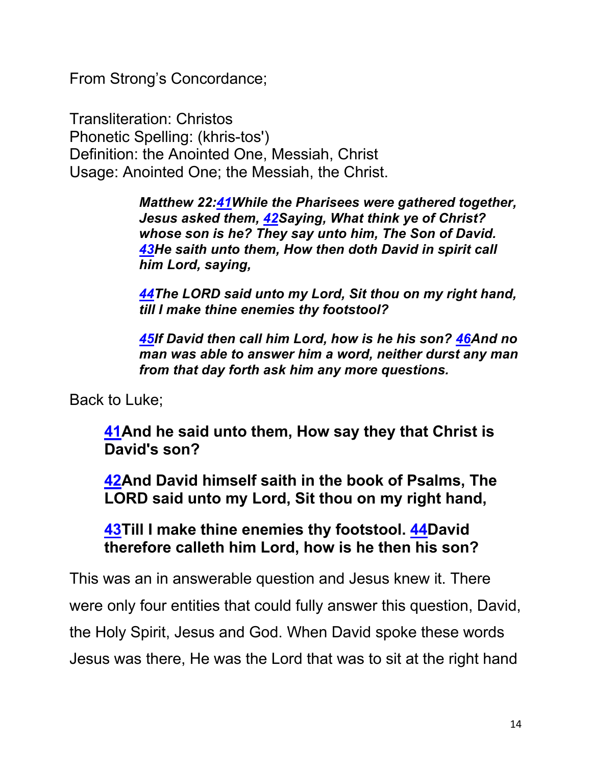From Strong's Concordance;

Transliteration: Christos
Phonetic Spelling: (khris-tos')
Definition: the Anointed One, Messiah, Christ
Usage: Anointed One; the Messiah, the Christ.

> ***Matthew 22:41While the Pharisees were gathered together, Jesus asked them, 42Saying, What think ye of Christ? whose son is he? They say unto him, The Son of David. 43He saith unto them, How then doth David in spirit call him Lord, saying,***
>
> ***44The LORD said unto my Lord, Sit thou on my right hand, till I make thine enemies thy footstool?***
>
> ***45If David then call him Lord, how is he his son? 46And no man was able to answer him a word, neither durst any man from that day forth ask him any more questions.***

Back to Luke;

> **41And he said unto them, How say they that Christ is David's son?**
>
> **42And David himself saith in the book of Psalms, The LORD said unto my Lord, Sit thou on my right hand,**
>
> **43Till I make thine enemies thy footstool. 44David therefore calleth him Lord, how is he then his son?**

This was an in answerable question and Jesus knew it. There were only four entities that could fully answer this question, David, the Holy Spirit, Jesus and God. When David spoke these words Jesus was there, He was the Lord that was to sit at the right hand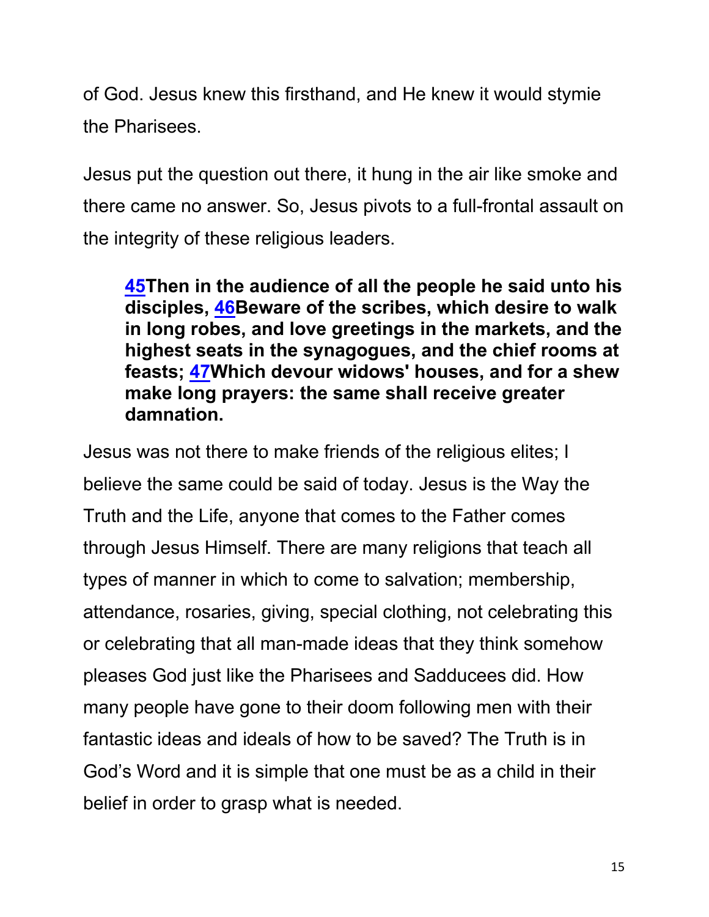of God. Jesus knew this firsthand, and He knew it would stymie the Pharisees.

Jesus put the question out there, it hung in the air like smoke and there came no answer. So, Jesus pivots to a full-frontal assault on the integrity of these religious leaders.

> **45Then in the audience of all the people he said unto his disciples, 46Beware of the scribes, which desire to walk in long robes, and love greetings in the markets, and the highest seats in the synagogues, and the chief rooms at feasts; 47Which devour widows' houses, and for a shew make long prayers: the same shall receive greater damnation.**

Jesus was not there to make friends of the religious elites; I believe the same could be said of today. Jesus is the Way the Truth and the Life, anyone that comes to the Father comes through Jesus Himself. There are many religions that teach all types of manner in which to come to salvation; membership, attendance, rosaries, giving, special clothing, not celebrating this or celebrating that all man-made ideas that they think somehow pleases God just like the Pharisees and Sadducees did. How many people have gone to their doom following men with their fantastic ideas and ideals of how to be saved? The Truth is in God's Word and it is simple that one must be as a child in their belief in order to grasp what is needed.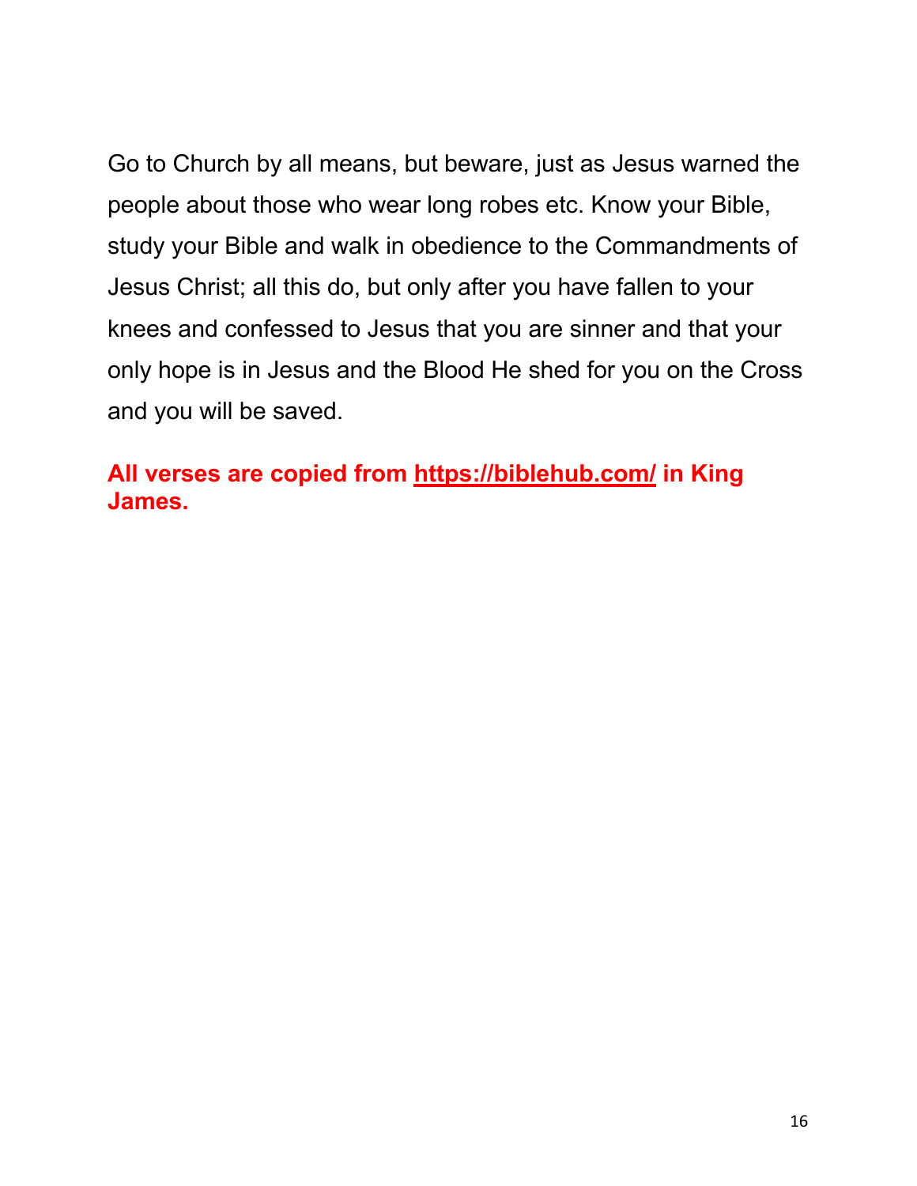Go to Church by all means, but beware, just as Jesus warned the people about those who wear long robes etc. Know your Bible, study your Bible and walk in obedience to the Commandments of Jesus Christ; all this do, but only after you have fallen to your knees and confessed to Jesus that you are sinner and that your only hope is in Jesus and the Blood He shed for you on the Cross and you will be saved.

**All verses are copied from https://biblehub.com/ in King James.**